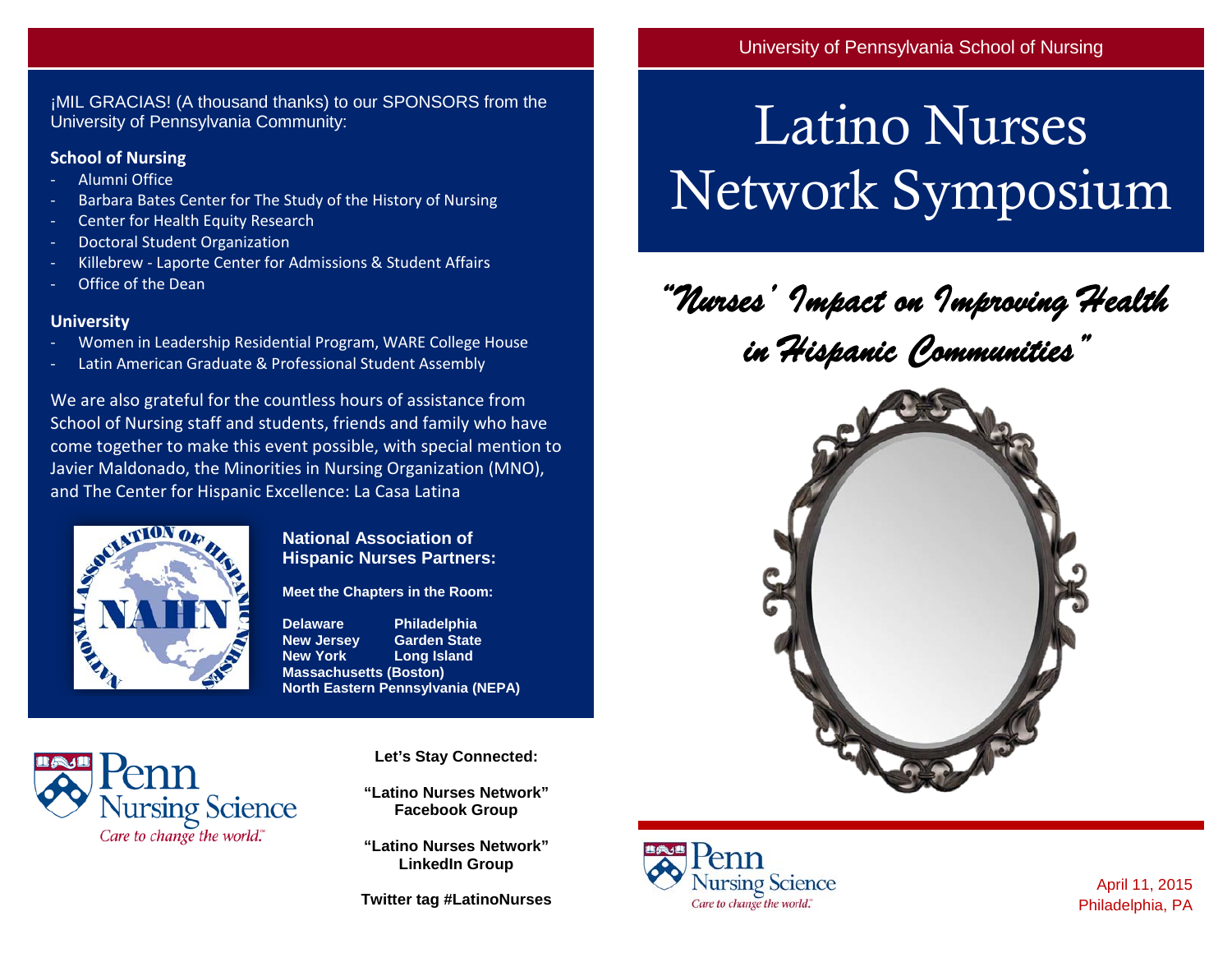¡MIL GRACIAS! (A thousand thanks) to our SPONSORS from the University of Pennsylvania Community:

**School of Nursing**

- Alumni Office
- Barbara Bates Center for The Study of the History of Nursing
- Center for Health Equity Research
- Doctoral Student Organization
- Killebrew - Laporte Center for Admissions & Student Affairs
- Office of the Dean

**University**

- Women in Leadership Residential Program, WARE College House
- Latin American Graduate & Professional Student Assembly

We are also grateful for the countless hours of assistance from School of Nursing staff and students, friends and family who have come together to make this event possible, with special mention to Javier Maldonado, the Minorities in Nursing Organization (MNO), and The Center for Hispanic Excellence: La Casa Latina

**National Association of Hispanic Nurses Partners:**

**Meet the Chapters in the Room:**

**Delaware** **Philadelphia**
**New Jersey** **Garden State**
**New York** **Long Island**
**Massachusetts (Boston)**
**North Eastern Pennsylvania (NEPA)**

Penn Nursing Science
*Care to change the world.*

**Let's Stay Connected:**

**"Latino Nurses Network" Facebook Group**

**"Latino Nurses Network" LinkedIn Group**

**Twitter tag #LatinoNurses**

University of Pennsylvania School of Nursing

# Latino Nurses Network Symposium

*"Nurses' Impact on Improving Health in Hispanic Communities"*

Penn Nursing Science
*Care to change the world.*

April 11, 2015
Philadelphia, PA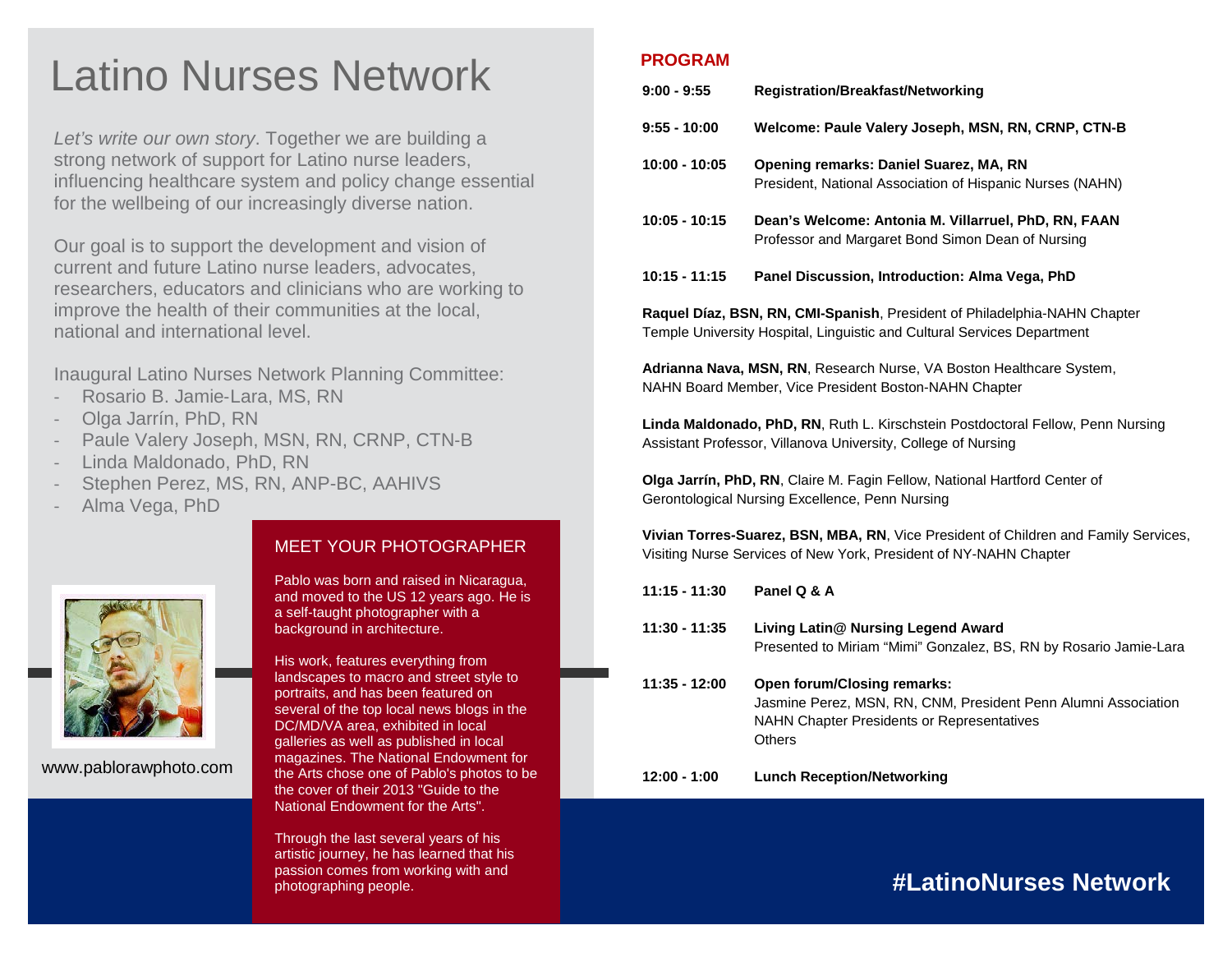# Latino Nurses Network

*Let's write our own story*. Together we are building a strong network of support for Latino nurse leaders, influencing healthcare system and policy change essential for the wellbeing of our increasingly diverse nation.

Our goal is to support the development and vision of current and future Latino nurse leaders, advocates, researchers, educators and clinicians who are working to improve the health of their communities at the local, national and international level.

Inaugural Latino Nurses Network Planning Committee:

- Rosario B. Jamie-Lara, MS, RN
- Olga Jarrín, PhD, RN
- Paule Valery Joseph, MSN, RN, CRNP, CTN-B
- Linda Maldonado, PhD, RN
- Stephen Perez, MS, RN, ANP-BC, AAHIVS
- Alma Vega, PhD

www.pablorawphoto.com

## MEET YOUR PHOTOGRAPHER

Pablo was born and raised in Nicaragua, and moved to the US 12 years ago. He is a self-taught photographer with a background in architecture.

His work, features everything from landscapes to macro and street style to portraits, and has been featured on several of the top local news blogs in the DC/MD/VA area, exhibited in local galleries as well as published in local magazines. The National Endowment for the Arts chose one of Pablo's photos to be the cover of their 2013 "Guide to the National Endowment for the Arts".

Through the last several years of his artistic journey, he has learned that his passion comes from working with and photographing people.

## PROGRAM

**9:00 - 9:55** **Registration/Breakfast/Networking**

**9:55 - 10:00** **Welcome: Paule Valery Joseph, MSN, RN, CRNP, CTN-B**

**10:00 - 10:05** **Opening remarks: Daniel Suarez, MA, RN**
President, National Association of Hispanic Nurses (NAHN)

**10:05 - 10:15** **Dean's Welcome: Antonia M. Villarruel, PhD, RN, FAAN**
Professor and Margaret Bond Simon Dean of Nursing

**10:15 - 11:15** **Panel Discussion, Introduction: Alma Vega, PhD**

**Raquel Díaz, BSN, RN, CMI-Spanish**, President of Philadelphia-NAHN Chapter
Temple University Hospital, Linguistic and Cultural Services Department

**Adrianna Nava, MSN, RN**, Research Nurse, VA Boston Healthcare System, NAHN Board Member, Vice President Boston-NAHN Chapter

**Linda Maldonado, PhD, RN**, Ruth L. Kirschstein Postdoctoral Fellow, Penn Nursing Assistant Professor, Villanova University, College of Nursing

**Olga Jarrín, PhD, RN**, Claire M. Fagin Fellow, National Hartford Center of Gerontological Nursing Excellence, Penn Nursing

**Vivian Torres-Suarez, BSN, MBA, RN**, Vice President of Children and Family Services, Visiting Nurse Services of New York, President of NY-NAHN Chapter

**11:15 - 11:30** **Panel Q & A**

**11:30 - 11:35** **Living Latin@ Nursing Legend Award**
Presented to Miriam "Mimi" Gonzalez, BS, RN by Rosario Jamie-Lara

**11:35 - 12:00** **Open forum/Closing remarks:**
Jasmine Perez, MSN, RN, CNM, President Penn Alumni Association
NAHN Chapter Presidents or Representatives
Others

**12:00 - 1:00** **Lunch Reception/Networking**

**#LatinoNurses Network**